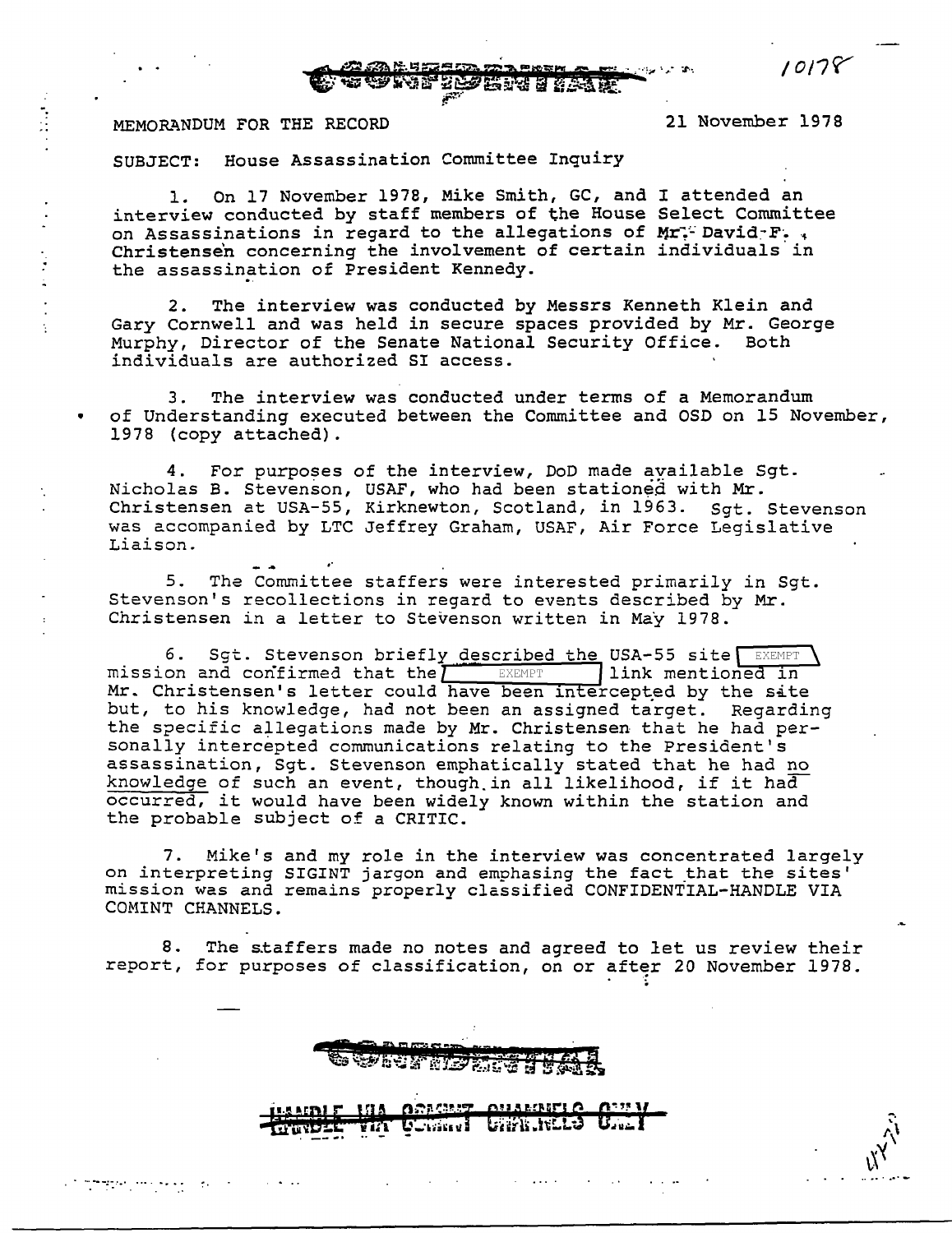CONFIDENTIAL

10178

MEMORANDUM FOR THE RECORD

21 November 1978

SUBJECT: House Assassination Committee Inquiry

1. On 17 November 1978, Mike Smith, GC, and I attended an interview conducted by staff members of the House Select Committee on Assassinations in regard to the allegations of Mr. David F. Christensen concerning the involvement of certain individuals in the assassination of President Kennedy.

2. The interview was conducted by Messrs Kenneth Klein and Gary Cornwell and was held in secure spaces provided by Mr. George Murphy, Director of the Senate National Security Office. Both individuals are authorized SI access.

3. The interview was conducted under terms of a Memorandum of Understanding executed between the Committee and OSD on 15 November, 1978 (copy attached).

4. For purposes of the interview, DoD made available Sgt. Nicholas B. Stevenson, USAF, who had been stationed with Mr. Christensen at USA-55, Kirknewton, Scotland, in 1963. Sgt. Stevenson was accompanied by LTC Jeffrey Graham, USAF, Air Force Legislative Liaison.

5. The Committee staffers were interested primarily in Sgt. Stevenson's recollections in regard to events described by Mr. Christensen in a letter to Stevenson written in May 1978.

6. Sgt. Stevenson briefly described the USA-55 site [EXEMPT] mission and confirmed that the [EXEMPT] link mentioned in Mr. Christensen's letter could have been intercepted by the site but, to his knowledge, had not been an assigned target. Regarding the specific allegations made by Mr. Christensen that he had personally intercepted communications relating to the President's assassination, Sgt. Stevenson emphatically stated that he had no knowledge of such an event, though in all likelihood, if it had occurred, it would have been widely known within the station and the probable subject of a CRITIC.

7. Mike's and my role in the interview was concentrated largely on interpreting SIGINT jargon and emphasing the fact that the sites' mission was and remains properly classified CONFIDENTIAL-HANDLE VIA COMINT CHANNELS.

8. The staffers made no notes and agreed to let us review their report, for purposes of classification, on or after 20 November 1978.

CONFIDENTIAL

HANDLE VIA COMINT CHANNELS ONLY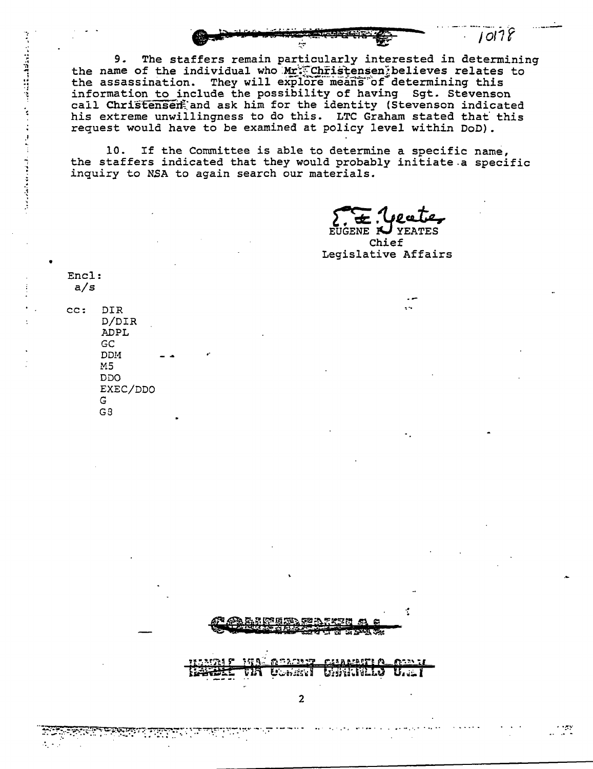10178

9. The staffers remain particularly interested in determining the name of the individual who Mr. Christensen believes relates to the assassination. They will explore means of determining this information to include the possibility of having Sgt. Stevenson call Christensen and ask him for the identity (Stevenson indicated his extreme unwillingness to do this. LTC Graham stated that this request would have to be examined at policy level within DoD).

10. If the Committee is able to determine a specific name, the staffers indicated that they would probably initiate a specific inquiry to NSA to again search our materials.

E. F. Yeates
EUGENE F. YEATES
Chief
Legislative Affairs

Encl:
a/s

cc: DIR
D/DIR
ADPL
GC
DDM
M5
DDO
EXEC/DDO
G
G3

CONFIDENTIAL

HANDLE VIA COMINT CHANNELS ONLY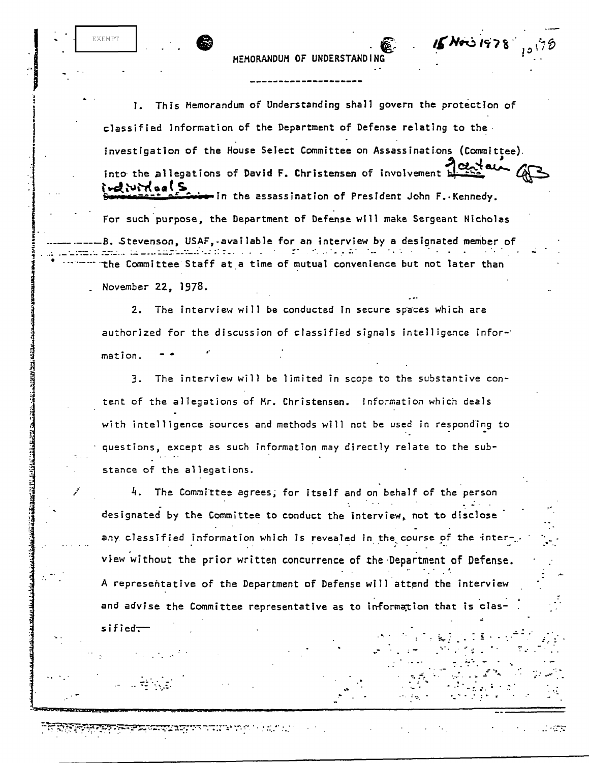EXEMPT

15 Nov 1978

# MEMORANDUM OF UNDERSTANDING

---

1. This Memorandum of Understanding shall govern the protection of classified information of the Department of Defense relating to the investigation of the House Select Committee on Assassinations (Committee) into the allegations of David F. Christensen of involvement ~~by the Government of Cuba~~ certain individuals in the assassination of President John F. Kennedy. For such purpose, the Department of Defense will make Sergeant Nicholas B. Stevenson, USAF, available for an interview by a designated member of the Committee Staff at a time of mutual convenience but not later than November 22, 1978.

2. The interview will be conducted in secure spaces which are authorized for the discussion of classified signals intelligence information.

3. The interview will be limited in scope to the substantive content of the allegations of Mr. Christensen. Information which deals with intelligence sources and methods will not be used in responding to questions, except as such information may directly relate to the substance of the allegations.

4. The Committee agrees, for itself and on behalf of the person designated by the Committee to conduct the interview, not to disclose any classified information which is revealed in the course of the interview without the prior written concurrence of the Department of Defense. A representative of the Department of Defense will attend the interview and advise the Committee representative as to information that is classified.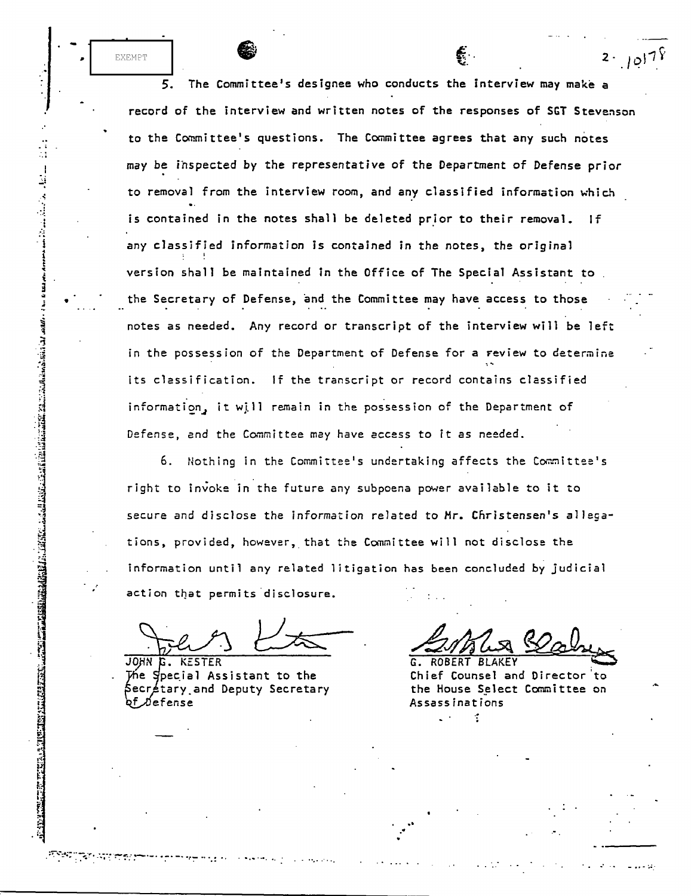EXEMPT

5. The Committee's designee who conducts the interview may make a record of the interview and written notes of the responses of SGT Stevenson to the Committee's questions. The Committee agrees that any such notes may be inspected by the representative of the Department of Defense prior to removal from the interview room, and any classified information which is contained in the notes shall be deleted prior to their removal. If any classified information is contained in the notes, the original version shall be maintained in the Office of The Special Assistant to the Secretary of Defense, and the Committee may have access to those notes as needed. Any record or transcript of the interview will be left in the possession of the Department of Defense for a review to determine its classification. If the transcript or record contains classified information, it will remain in the possession of the Department of Defense, and the Committee may have access to it as needed.

6. Nothing in the Committee's undertaking affects the Committee's right to invoke in the future any subpoena power available to it to secure and disclose the information related to Mr. Christensen's allegations, provided, however, that the Committee will not disclose the information until any related litigation has been concluded by judicial action that permits disclosure.

JOHN G. KESTER
The Special Assistant to the Secretary and Deputy Secretary of Defense

G. ROBERT BLAKEY
Chief Counsel and Director to the House Select Committee on Assassinations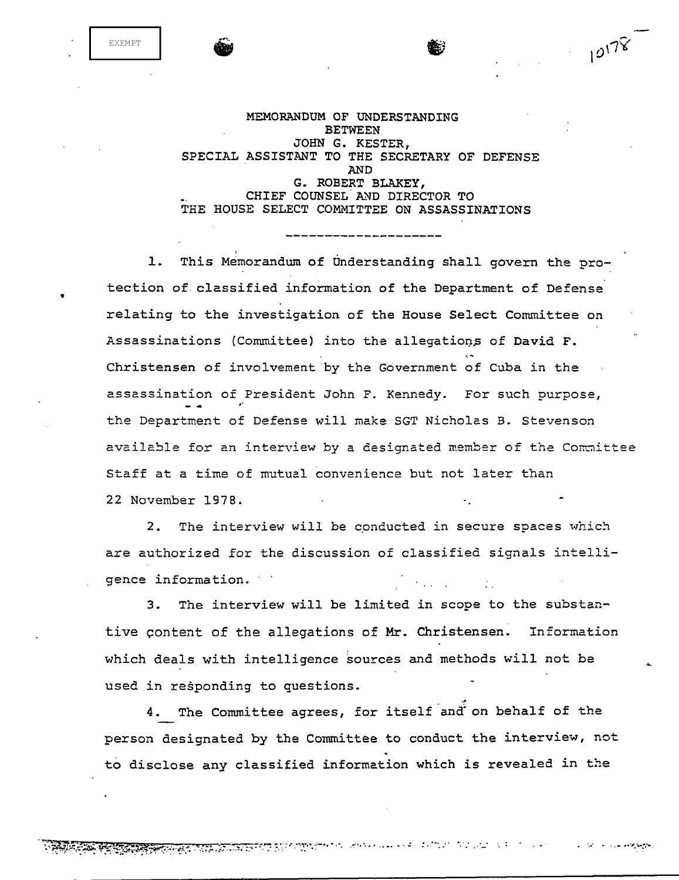EXEMPT

10178

MEMORANDUM OF UNDERSTANDING
BETWEEN
JOHN G. KESTER,
SPECIAL ASSISTANT TO THE SECRETARY OF DEFENSE
AND
G. ROBERT BLAKEY,
CHIEF COUNSEL AND DIRECTOR TO
THE HOUSE SELECT COMMITTEE ON ASSASSINATIONS

---

1. This Memorandum of Understanding shall govern the protection of classified information of the Department of Defense relating to the investigation of the House Select Committee on Assassinations (Committee) into the allegations of David F. Christensen of involvement by the Government of Cuba in the assassination of President John F. Kennedy. For such purpose, the Department of Defense will make SGT Nicholas B. Stevenson available for an interview by a designated member of the Committee Staff at a time of mutual convenience but not later than 22 November 1978.

2. The interview will be conducted in secure spaces which are authorized for the discussion of classified signals intelligence information.

3. The interview will be limited in scope to the substantive content of the allegations of Mr. Christensen. Information which deals with intelligence sources and methods will not be used in responding to questions.

4. The Committee agrees, for itself and on behalf of the person designated by the Committee to conduct the interview, not to disclose any classified information which is revealed in the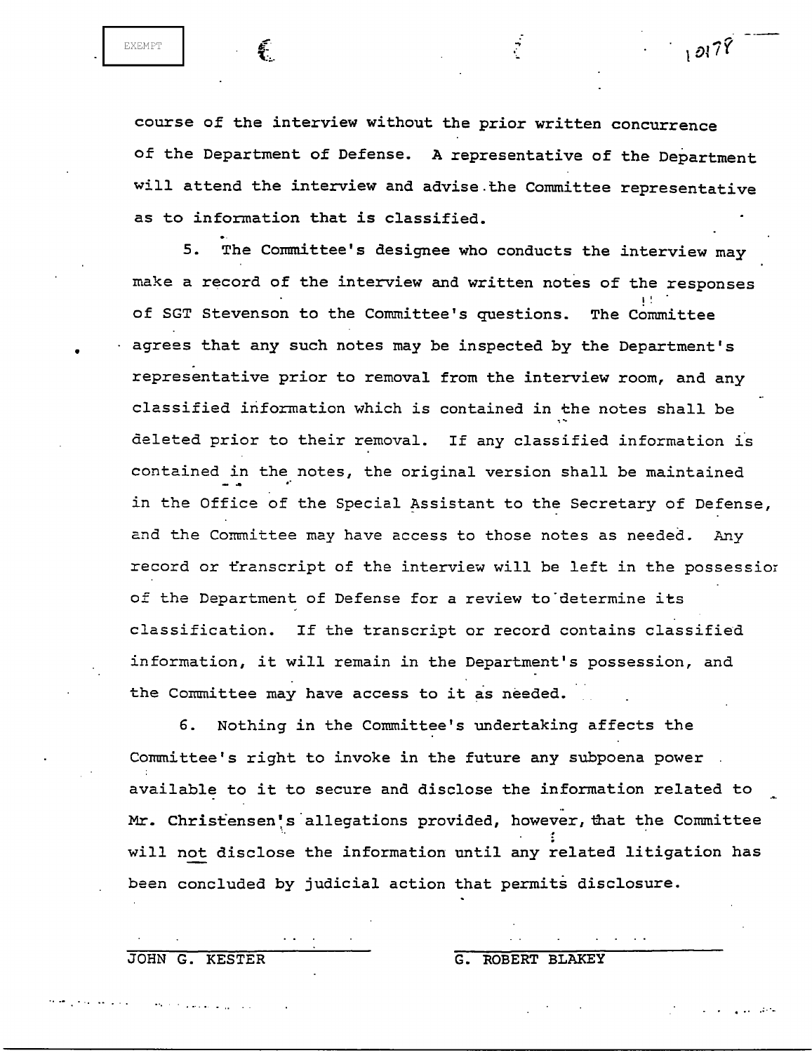course of the interview without the prior written concurrence of the Department of Defense. A representative of the Department will attend the interview and advise the Committee representative as to information that is classified.

5. The Committee's designee who conducts the interview may make a record of the interview and written notes of the responses of SGT Stevenson to the Committee's questions. The Committee agrees that any such notes may be inspected by the Department's representative prior to removal from the interview room, and any classified information which is contained in the notes shall be deleted prior to their removal. If any classified information is contained in the notes, the original version shall be maintained in the Office of the Special Assistant to the Secretary of Defense, and the Committee may have access to those notes as needed. Any record or transcript of the interview will be left in the possession of the Department of Defense for a review to determine its classification. If the transcript or record contains classified information, it will remain in the Department's possession, and the Committee may have access to it as needed.

6. Nothing in the Committee's undertaking affects the Committee's right to invoke in the future any subpoena power available to it to secure and disclose the information related to Mr. Christensen's allegations provided, however, that the Committee will not disclose the information until any related litigation has been concluded by judicial action that permits disclosure.

JOHN G. KESTER

G. ROBERT BLAKEY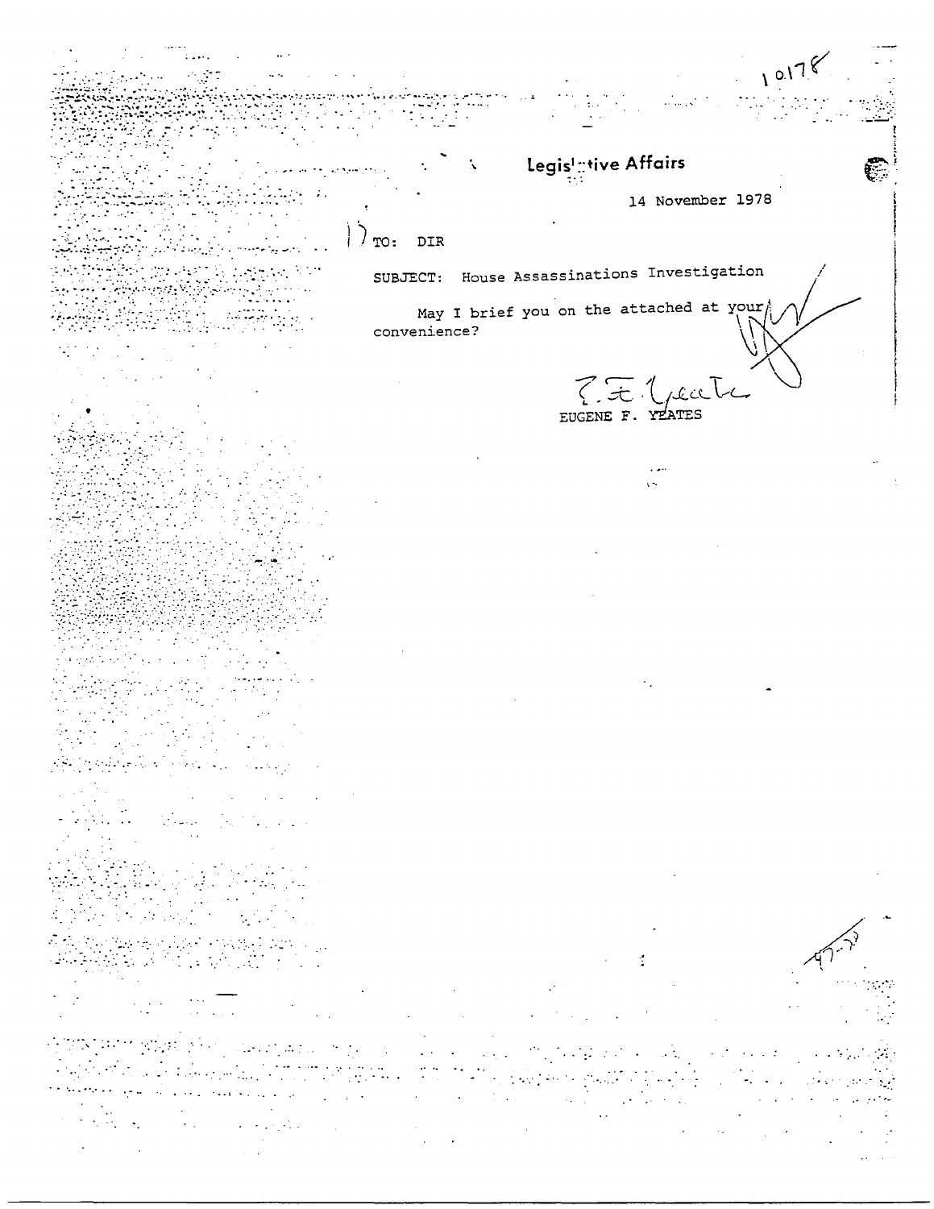10178

**Legislative Affairs**

14 November 1978

TO: DIR

SUBJECT: House Assassinations Investigation

May I brief you on the attached at your convenience?

EUGENE F. YEATES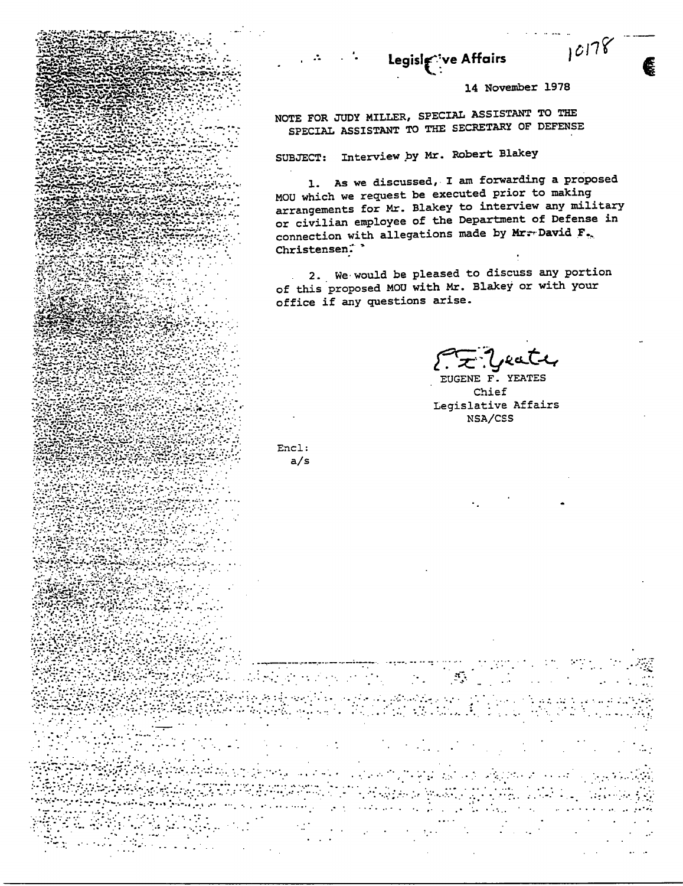Legislative Affairs

10178

14 November 1978

NOTE FOR JUDY MILLER, SPECIAL ASSISTANT TO THE SPECIAL ASSISTANT TO THE SECRETARY OF DEFENSE

SUBJECT: Interview by Mr. Robert Blakey

1. As we discussed, I am forwarding a proposed MOU which we request be executed prior to making arrangements for Mr. Blakey to interview any military or civilian employee of the Department of Defense in connection with allegations made by Mr. David F. Christensen.

2. We would be pleased to discuss any portion of this proposed MOU with Mr. Blakey or with your office if any questions arise.

E. F. Yeates
EUGENE F. YEATES
Chief
Legislative Affairs
NSA/CSS

Encl:
a/s